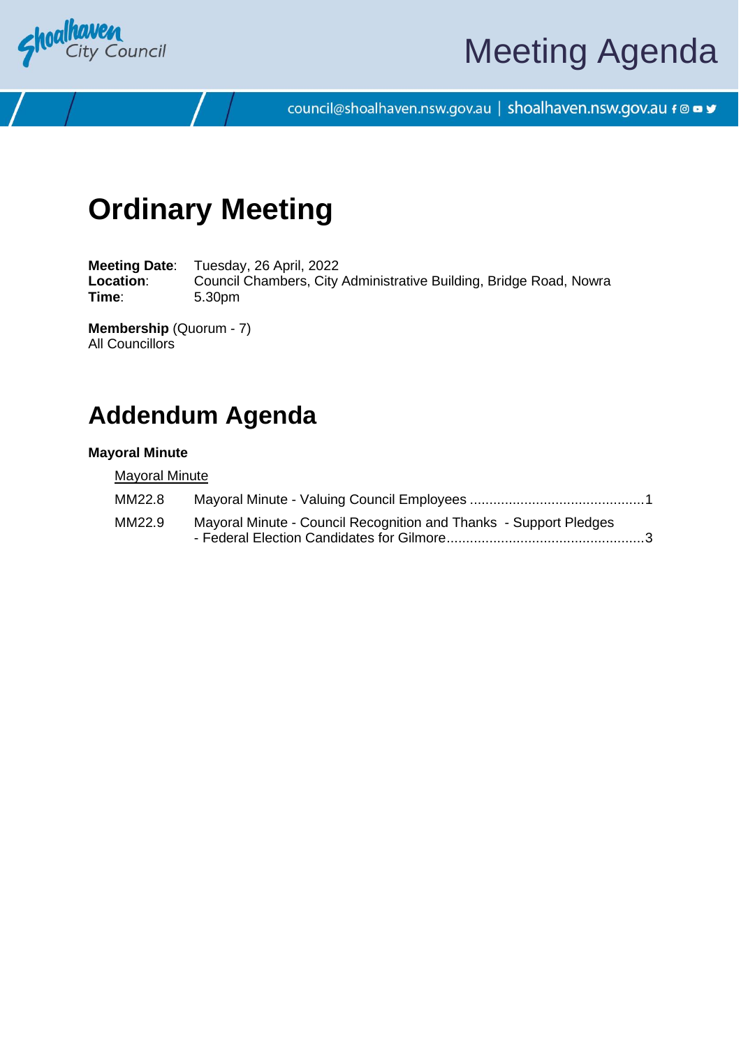Meeting Agenda

council@shoalhaven.nsw.gov.au | shoalhaven.nsw.gov.au

# Ordinary Meeting

**Meeting Date**: Tuesday, 26 April, 2022
**Location**: Council Chambers, City Administrative Building, Bridge Road, Nowra
**Time**: 5.30pm

**Membership** (Quorum - 7)
All Councillors

# Addendum Agenda

**Mayoral Minute**

Mayoral Minute

| | | |
|---|---|---|
| MM22.8 | Mayoral Minute - Valuing Council Employees | 1 |
| MM22.9 | Mayoral Minute - Council Recognition and Thanks - Support Pledges - Federal Election Candidates for Gilmore | 3 |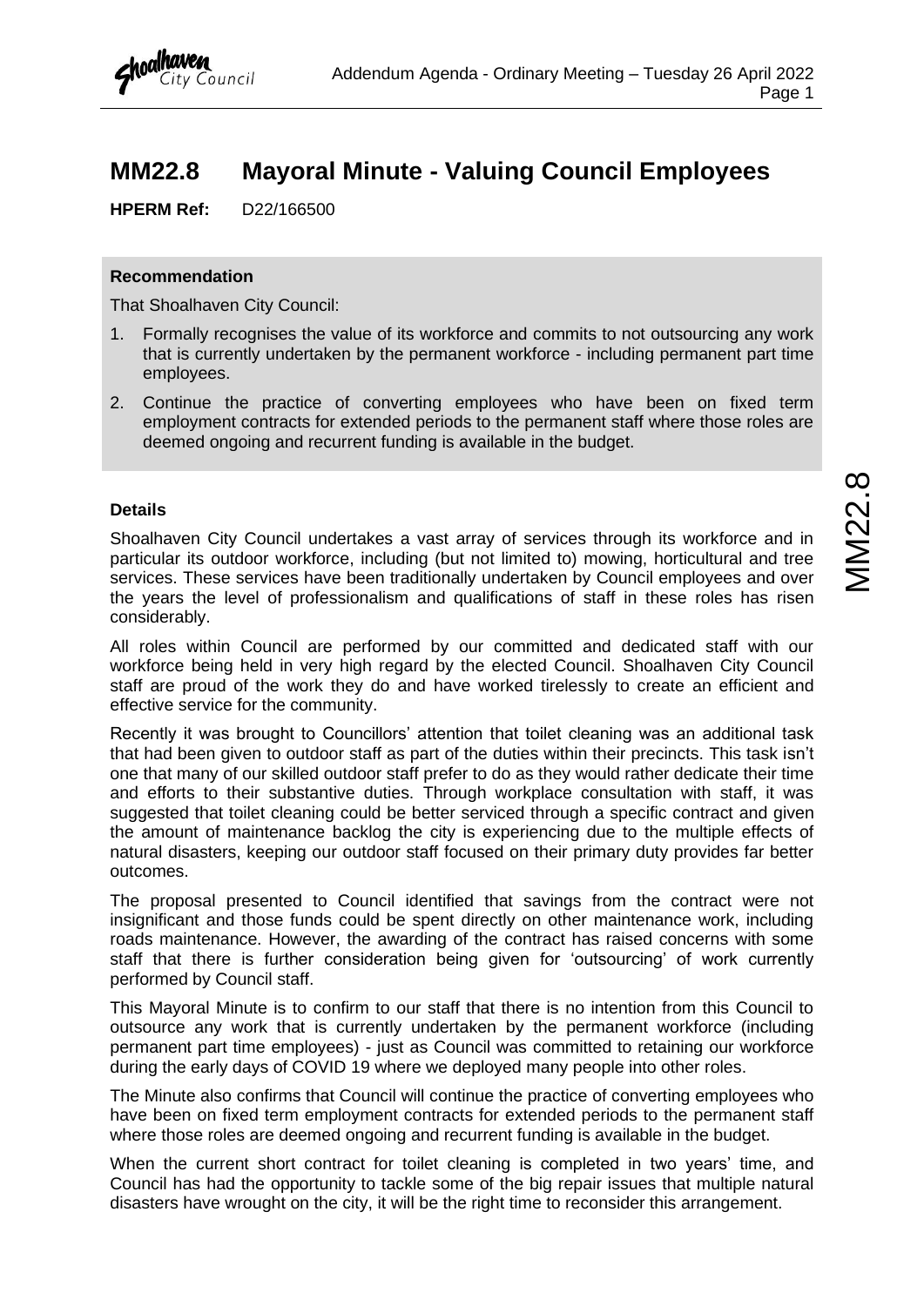# MM22.8 Mayoral Minute - Valuing Council Employees

**HPERM Ref:** D22/166500

**Recommendation**

That Shoalhaven City Council:

1. Formally recognises the value of its workforce and commits to not outsourcing any work that is currently undertaken by the permanent workforce - including permanent part time employees.
2. Continue the practice of converting employees who have been on fixed term employment contracts for extended periods to the permanent staff where those roles are deemed ongoing and recurrent funding is available in the budget.

**Details**

Shoalhaven City Council undertakes a vast array of services through its workforce and in particular its outdoor workforce, including (but not limited to) mowing, horticultural and tree services. These services have been traditionally undertaken by Council employees and over the years the level of professionalism and qualifications of staff in these roles has risen considerably.

All roles within Council are performed by our committed and dedicated staff with our workforce being held in very high regard by the elected Council. Shoalhaven City Council staff are proud of the work they do and have worked tirelessly to create an efficient and effective service for the community.

Recently it was brought to Councillors' attention that toilet cleaning was an additional task that had been given to outdoor staff as part of the duties within their precincts. This task isn't one that many of our skilled outdoor staff prefer to do as they would rather dedicate their time and efforts to their substantive duties. Through workplace consultation with staff, it was suggested that toilet cleaning could be better serviced through a specific contract and given the amount of maintenance backlog the city is experiencing due to the multiple effects of natural disasters, keeping our outdoor staff focused on their primary duty provides far better outcomes.

The proposal presented to Council identified that savings from the contract were not insignificant and those funds could be spent directly on other maintenance work, including roads maintenance. However, the awarding of the contract has raised concerns with some staff that there is further consideration being given for 'outsourcing' of work currently performed by Council staff.

This Mayoral Minute is to confirm to our staff that there is no intention from this Council to outsource any work that is currently undertaken by the permanent workforce (including permanent part time employees) - just as Council was committed to retaining our workforce during the early days of COVID 19 where we deployed many people into other roles.

The Minute also confirms that Council will continue the practice of converting employees who have been on fixed term employment contracts for extended periods to the permanent staff where those roles are deemed ongoing and recurrent funding is available in the budget.

When the current short contract for toilet cleaning is completed in two years' time, and Council has had the opportunity to tackle some of the big repair issues that multiple natural disasters have wrought on the city, it will be the right time to reconsider this arrangement.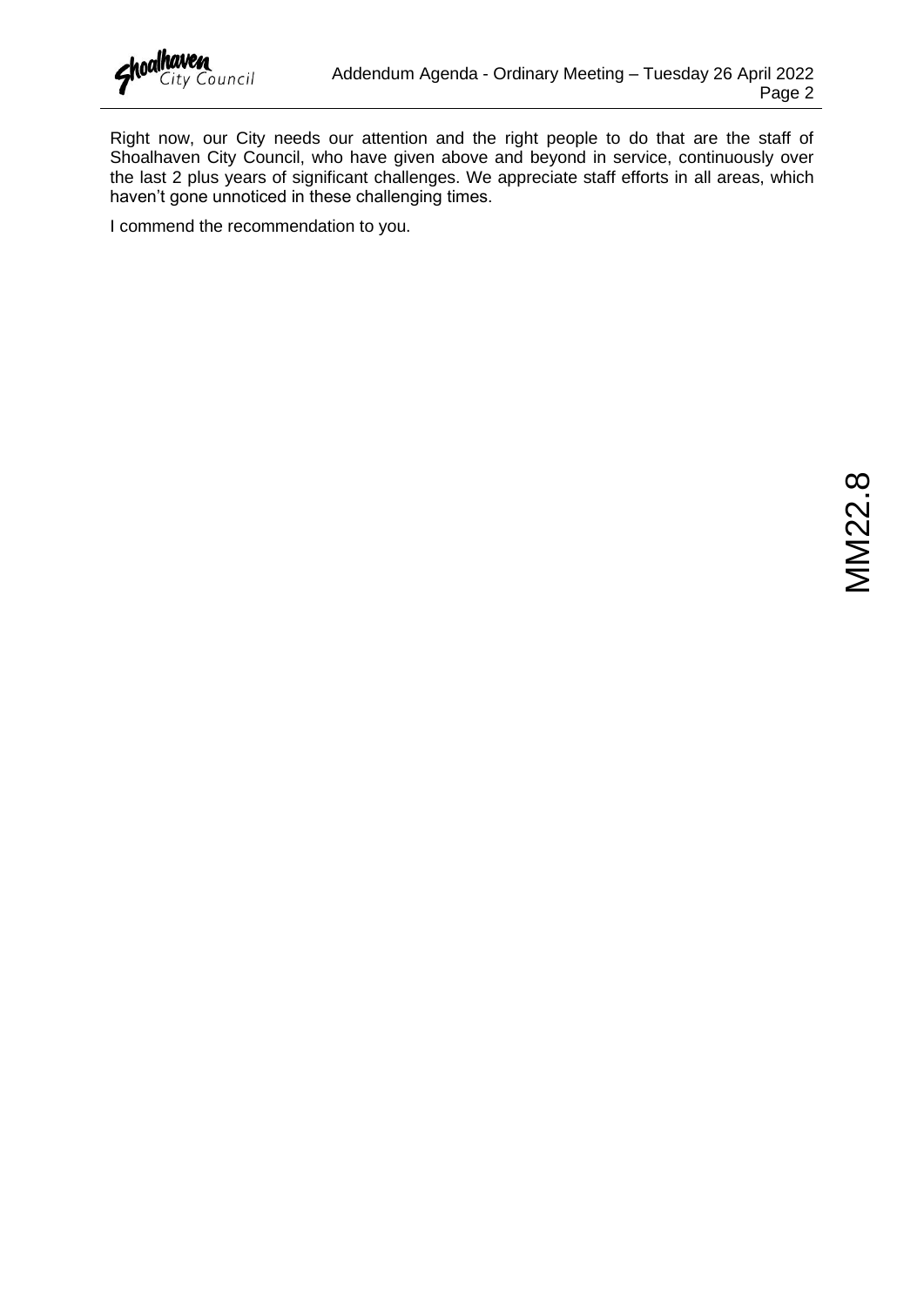Right now, our City needs our attention and the right people to do that are the staff of Shoalhaven City Council, who have given above and beyond in service, continuously over the last 2 plus years of significant challenges. We appreciate staff efforts in all areas, which haven't gone unnoticed in these challenging times.

I commend the recommendation to you.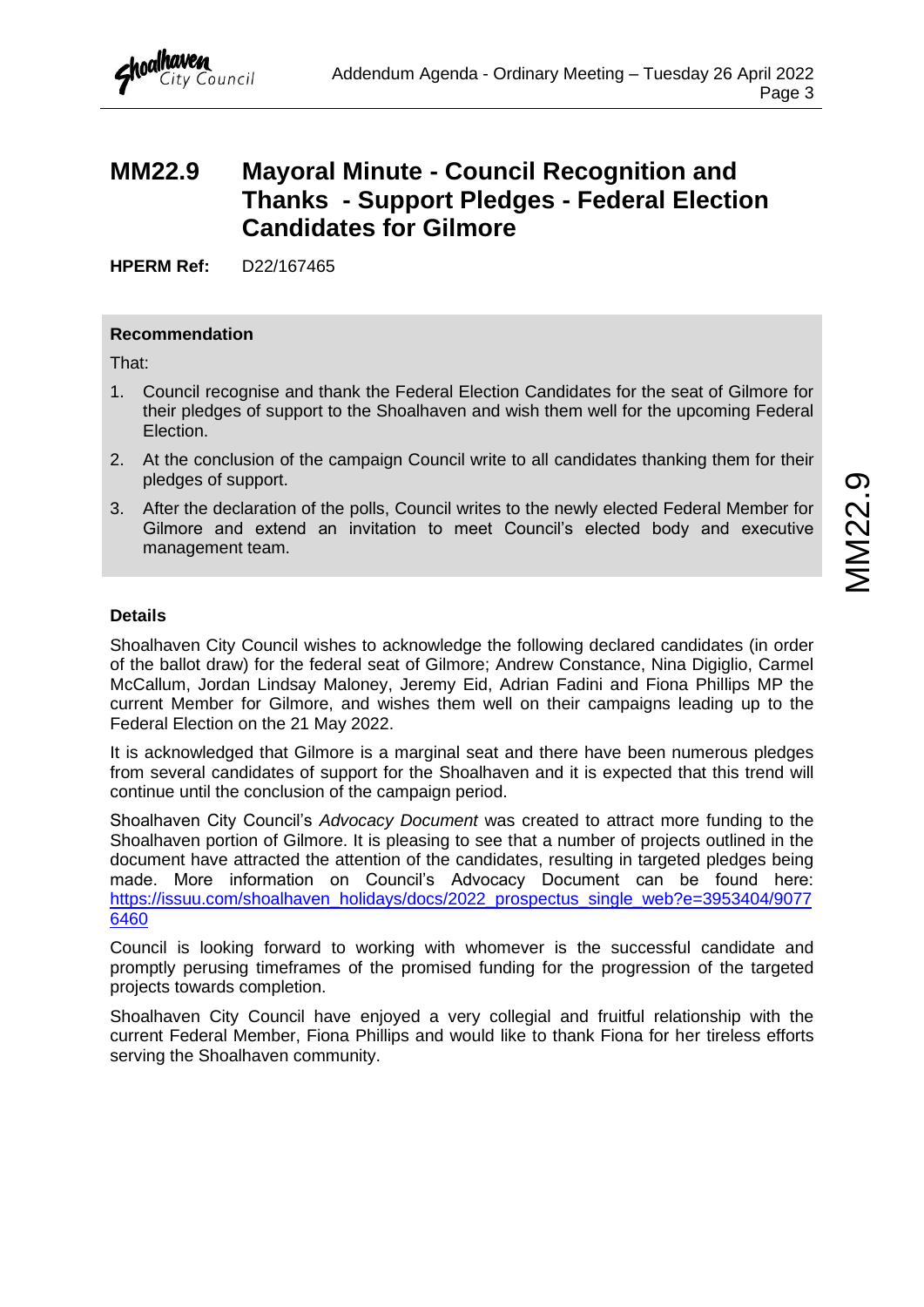# MM22.9 Mayoral Minute - Council Recognition and Thanks - Support Pledges - Federal Election Candidates for Gilmore

**HPERM Ref:** D22/167465

**Recommendation**

That:

1. Council recognise and thank the Federal Election Candidates for the seat of Gilmore for their pledges of support to the Shoalhaven and wish them well for the upcoming Federal Election.
2. At the conclusion of the campaign Council write to all candidates thanking them for their pledges of support.
3. After the declaration of the polls, Council writes to the newly elected Federal Member for Gilmore and extend an invitation to meet Council's elected body and executive management team.

**Details**

Shoalhaven City Council wishes to acknowledge the following declared candidates (in order of the ballot draw) for the federal seat of Gilmore; Andrew Constance, Nina Digiglio, Carmel McCallum, Jordan Lindsay Maloney, Jeremy Eid, Adrian Fadini and Fiona Phillips MP the current Member for Gilmore, and wishes them well on their campaigns leading up to the Federal Election on the 21 May 2022.

It is acknowledged that Gilmore is a marginal seat and there have been numerous pledges from several candidates of support for the Shoalhaven and it is expected that this trend will continue until the conclusion of the campaign period.

Shoalhaven City Council's *Advocacy Document* was created to attract more funding to the Shoalhaven portion of Gilmore. It is pleasing to see that a number of projects outlined in the document have attracted the attention of the candidates, resulting in targeted pledges being made. More information on Council's Advocacy Document can be found here: https://issuu.com/shoalhaven_holidays/docs/2022_prospectus_single_web?e=3953404/90776460

Council is looking forward to working with whomever is the successful candidate and promptly perusing timeframes of the promised funding for the progression of the targeted projects towards completion.

Shoalhaven City Council have enjoyed a very collegial and fruitful relationship with the current Federal Member, Fiona Phillips and would like to thank Fiona for her tireless efforts serving the Shoalhaven community.